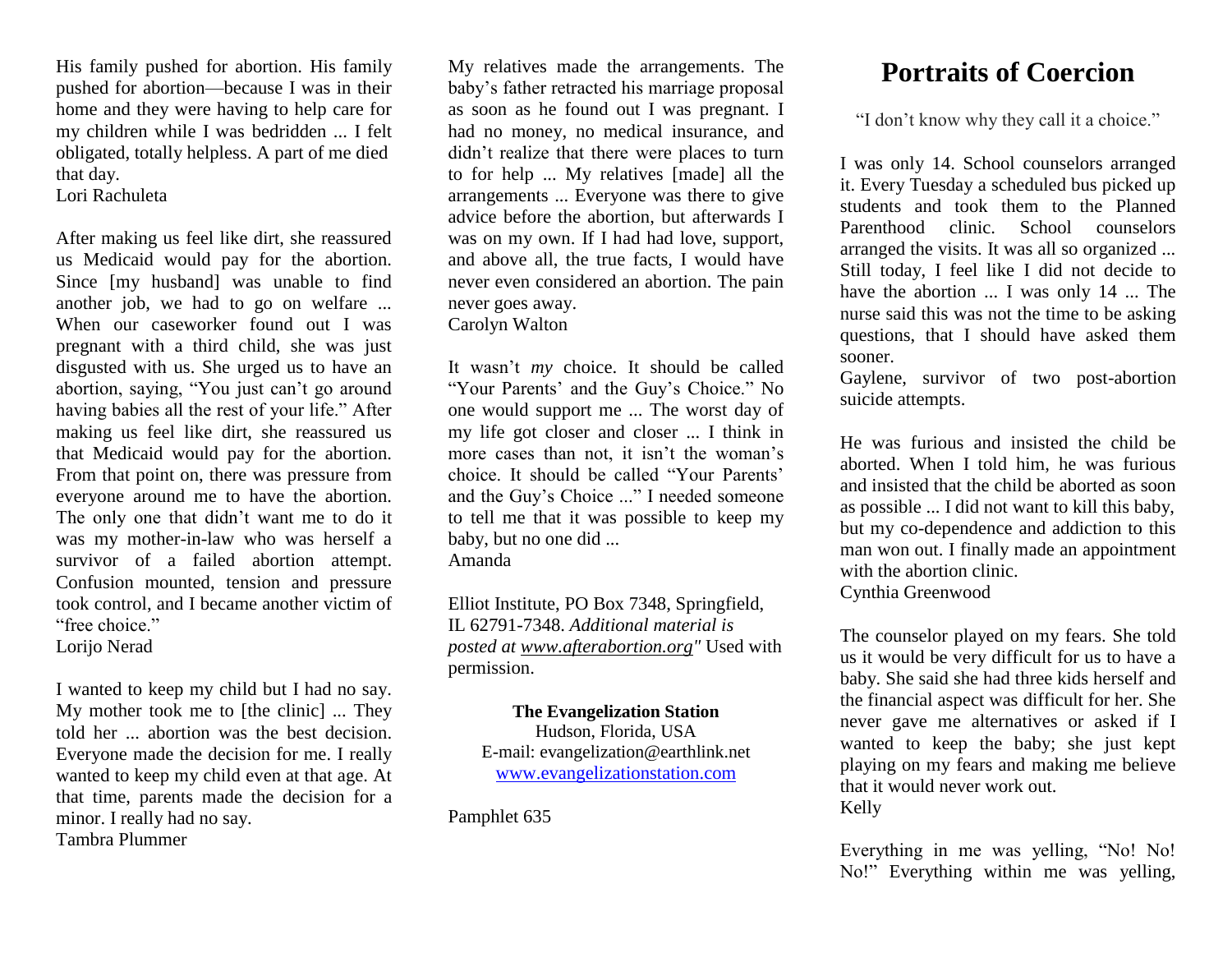His family pushed for abortion. His family pushed for abortion—because I was in their home and they were having to help care for my children while I was bedridden ... I felt obligated, totally helpless. A part of me died that day.
Lori Rachuleta

After making us feel like dirt, she reassured us Medicaid would pay for the abortion. Since [my husband] was unable to find another job, we had to go on welfare ... When our caseworker found out I was pregnant with a third child, she was just disgusted with us. She urged us to have an abortion, saying, "You just can't go around having babies all the rest of your life." After making us feel like dirt, she reassured us that Medicaid would pay for the abortion. From that point on, there was pressure from everyone around me to have the abortion. The only one that didn't want me to do it was my mother-in-law who was herself a survivor of a failed abortion attempt. Confusion mounted, tension and pressure took control, and I became another victim of "free choice."
Lorijo Nerad

I wanted to keep my child but I had no say. My mother took me to [the clinic] ... They told her ... abortion was the best decision. Everyone made the decision for me. I really wanted to keep my child even at that age. At that time, parents made the decision for a minor. I really had no say.
Tambra Plummer

My relatives made the arrangements. The baby's father retracted his marriage proposal as soon as he found out I was pregnant. I had no money, no medical insurance, and didn't realize that there were places to turn to for help ... My relatives [made] all the arrangements ... Everyone was there to give advice before the abortion, but afterwards I was on my own. If I had had love, support, and above all, the true facts, I would have never even considered an abortion. The pain never goes away.
Carolyn Walton

It wasn't *my* choice. It should be called "Your Parents' and the Guy's Choice." No one would support me ... The worst day of my life got closer and closer ... I think in more cases than not, it isn't the woman's choice. It should be called "Your Parents' and the Guy's Choice ..." I needed someone to tell me that it was possible to keep my baby, but no one did ...
Amanda

Elliot Institute, PO Box 7348, Springfield, IL 62791-7348. *Additional material is posted at www.afterabortion.org"* Used with permission.

**The Evangelization Station**
Hudson, Florida, USA
E-mail: evangelization@earthlink.net
www.evangelizationstation.com

Pamphlet 635

# Portraits of Coercion

"I don't know why they call it a choice."

I was only 14. School counselors arranged it. Every Tuesday a scheduled bus picked up students and took them to the Planned Parenthood clinic. School counselors arranged the visits. It was all so organized ... Still today, I feel like I did not decide to have the abortion ... I was only 14 ... The nurse said this was not the time to be asking questions, that I should have asked them sooner.
Gaylene, survivor of two post-abortion suicide attempts.

He was furious and insisted the child be aborted. When I told him, he was furious and insisted that the child be aborted as soon as possible ... I did not want to kill this baby, but my co-dependence and addiction to this man won out. I finally made an appointment with the abortion clinic.
Cynthia Greenwood

The counselor played on my fears. She told us it would be very difficult for us to have a baby. She said she had three kids herself and the financial aspect was difficult for her. She never gave me alternatives or asked if I wanted to keep the baby; she just kept playing on my fears and making me believe that it would never work out.
Kelly

Everything in me was yelling, "No! No! No!" Everything within me was yelling,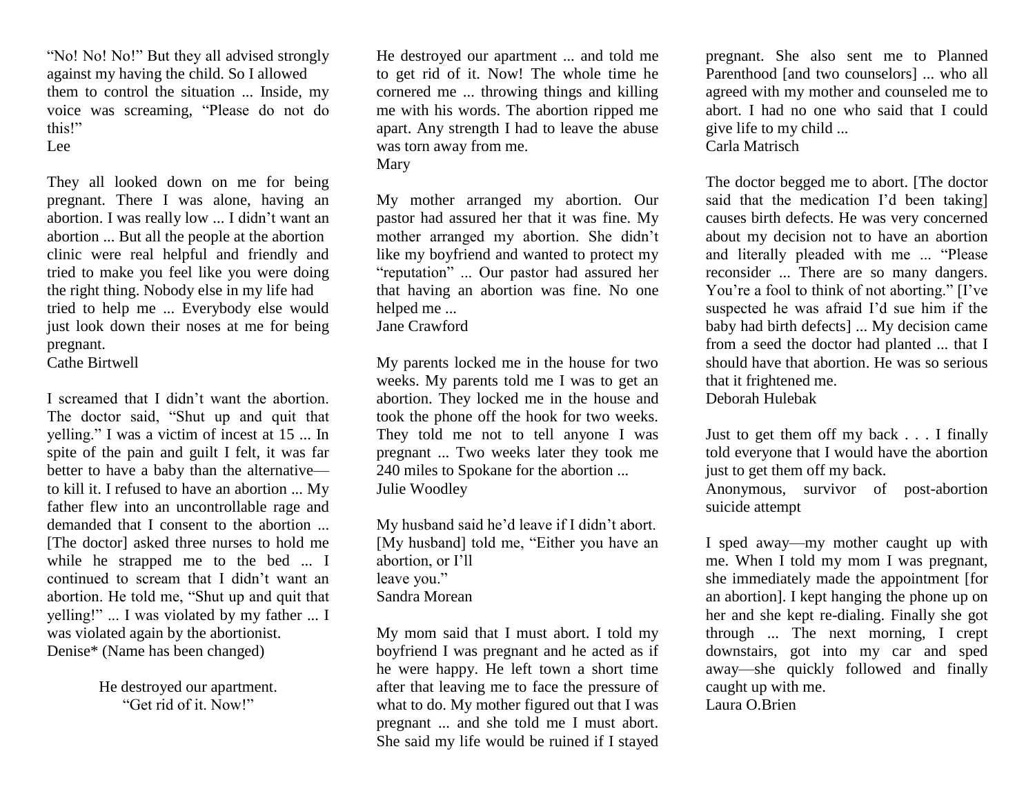"No! No! No!" But they all advised strongly against my having the child. So I allowed them to control the situation ... Inside, my voice was screaming, "Please do not do this!"
Lee

They all looked down on me for being pregnant. There I was alone, having an abortion. I was really low ... I didn't want an abortion ... But all the people at the abortion clinic were real helpful and friendly and tried to make you feel like you were doing the right thing. Nobody else in my life had tried to help me ... Everybody else would just look down their noses at me for being pregnant.
Cathe Birtwell

I screamed that I didn't want the abortion. The doctor said, "Shut up and quit that yelling." I was a victim of incest at 15 ... In spite of the pain and guilt I felt, it was far better to have a baby than the alternative—to kill it. I refused to have an abortion ... My father flew into an uncontrollable rage and demanded that I consent to the abortion ... [The doctor] asked three nurses to hold me while he strapped me to the bed ... I continued to scream that I didn't want an abortion. He told me, "Shut up and quit that yelling!" ... I was violated by my father ... I was violated again by the abortionist.
Denise* (Name has been changed)

He destroyed our apartment.
"Get rid of it. Now!"

He destroyed our apartment ... and told me to get rid of it. Now! The whole time he cornered me ... throwing things and killing me with his words. The abortion ripped me apart. Any strength I had to leave the abuse was torn away from me.
Mary

My mother arranged my abortion. Our pastor had assured her that it was fine. My mother arranged my abortion. She didn't like my boyfriend and wanted to protect my "reputation" ... Our pastor had assured her that having an abortion was fine. No one helped me ...
Jane Crawford

My parents locked me in the house for two weeks. My parents told me I was to get an abortion. They locked me in the house and took the phone off the hook for two weeks. They told me not to tell anyone I was pregnant ... Two weeks later they took me 240 miles to Spokane for the abortion ...
Julie Woodley

My husband said he'd leave if I didn't abort. [My husband] told me, "Either you have an abortion, or I'll leave you."
Sandra Morean

My mom said that I must abort. I told my boyfriend I was pregnant and he acted as if he were happy. He left town a short time after that leaving me to face the pressure of what to do. My mother figured out that I was pregnant ... and she told me I must abort. She said my life would be ruined if I stayed pregnant. She also sent me to Planned Parenthood [and two counselors] ... who all agreed with my mother and counseled me to abort. I had no one who said that I could give life to my child ...
Carla Matrisch

The doctor begged me to abort. [The doctor said that the medication I'd been taking] causes birth defects. He was very concerned about my decision not to have an abortion and literally pleaded with me ... "Please reconsider ... There are so many dangers. You're a fool to think of not aborting." [I've suspected he was afraid I'd sue him if the baby had birth defects] ... My decision came from a seed the doctor had planted ... that I should have that abortion. He was so serious that it frightened me.
Deborah Hulebak

Just to get them off my back . . . I finally told everyone that I would have the abortion just to get them off my back.
Anonymous, survivor of post-abortion suicide attempt

I sped away—my mother caught up with me. When I told my mom I was pregnant, she immediately made the appointment [for an abortion]. I kept hanging the phone up on her and she kept re-dialing. Finally she got through ... The next morning, I crept downstairs, got into my car and sped away—she quickly followed and finally caught up with me.
Laura O.Brien